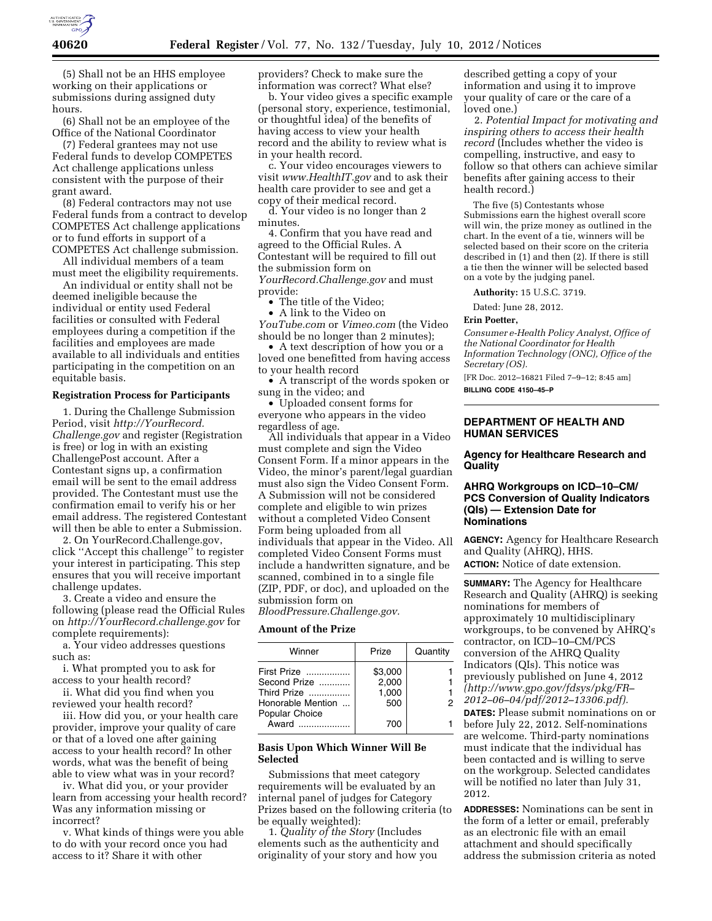(5) Shall not be an HHS employee working on their applications or submissions during assigned duty hours.

(6) Shall not be an employee of the Office of the National Coordinator

(7) Federal grantees may not use Federal funds to develop COMPETES Act challenge applications unless consistent with the purpose of their grant award.

(8) Federal contractors may not use Federal funds from a contract to develop COMPETES Act challenge applications or to fund efforts in support of a COMPETES Act challenge submission.

All individual members of a team must meet the eligibility requirements.

An individual or entity shall not be deemed ineligible because the individual or entity used Federal facilities or consulted with Federal employees during a competition if the facilities and employees are made available to all individuals and entities participating in the competition on an equitable basis.

**Registration Process for Participants**

1. During the Challenge Submission Period, visit *http://YourRecord.Challenge.gov* and register (Registration is free) or log in with an existing ChallengePost account. After a Contestant signs up, a confirmation email will be sent to the email address provided. The Contestant must use the confirmation email to verify his or her email address. The registered Contestant will then be able to enter a Submission.

2. On YourRecord.Challenge.gov, click ''Accept this challenge'' to register your interest in participating. This step ensures that you will receive important challenge updates.

3. Create a video and ensure the following (please read the Official Rules on *http://YourRecord.challenge.gov* for complete requirements):

a. Your video addresses questions such as:

i. What prompted you to ask for access to your health record?

ii. What did you find when you reviewed your health record?

iii. How did you, or your health care provider, improve your quality of care or that of a loved one after gaining access to your health record? In other words, what was the benefit of being able to view what was in your record?

iv. What did you, or your provider learn from accessing your health record? Was any information missing or incorrect?

v. What kinds of things were you able to do with your record once you had access to it? Share it with other providers? Check to make sure the information was correct? What else?

b. Your video gives a specific example (personal story, experience, testimonial, or thoughtful idea) of the benefits of having access to view your health record and the ability to review what is in your health record.

c. Your video encourages viewers to visit *www.HealthIT.gov* and to ask their health care provider to see and get a copy of their medical record.

d. Your video is no longer than 2 minutes.

4. Confirm that you have read and agreed to the Official Rules. A Contestant will be required to fill out the submission form on *YourRecord.Challenge.gov* and must provide:

• The title of the Video;

• A link to the Video on *YouTube.com* or *Vimeo.com* (the Video should be no longer than 2 minutes);

• A text description of how you or a loved one benefitted from having access to your health record

• A transcript of the words spoken or sung in the video; and

• Uploaded consent forms for everyone who appears in the video regardless of age.

All individuals that appear in a Video must complete and sign the Video Consent Form. If a minor appears in the Video, the minor's parent/legal guardian must also sign the Video Consent Form. A Submission will not be considered complete and eligible to win prizes without a completed Video Consent Form being uploaded from all individuals that appear in the Video. All completed Video Consent Forms must include a handwritten signature, and be scanned, combined in to a single file (ZIP, PDF, or doc), and uploaded on the submission form on *BloodPressure.Challenge.gov.*

**Amount of the Prize**

| Winner | Prize | Quantity |
|---|---|---|
| First Prize | $3,000 | 1 |
| Second Prize | 2,000 | 1 |
| Third Prize | 1,000 | 1 |
| Honorable Mention | 500 | 2 |
| Popular Choice Award | 700 | 1 |

**Basis Upon Which Winner Will Be Selected**

Submissions that meet category requirements will be evaluated by an internal panel of judges for Category Prizes based on the following criteria (to be equally weighted):

1. *Quality of the Story* (Includes elements such as the authenticity and originality of your story and how you described getting a copy of your information and using it to improve your quality of care or the care of a loved one.)

2. *Potential Impact for motivating and inspiring others to access their health record* (Includes whether the video is compelling, instructive, and easy to follow so that others can achieve similar benefits after gaining access to their health record.)

The five (5) Contestants whose Submissions earn the highest overall score will win, the prize money as outlined in the chart. In the event of a tie, winners will be selected based on their score on the criteria described in (1) and then (2). If there is still a tie then the winner will be selected based on a vote by the judging panel.

**Authority:** 15 U.S.C. 3719.

Dated: June 28, 2012.

**Erin Poetter,**

*Consumer e-Health Policy Analyst, Office of the National Coordinator for Health Information Technology (ONC), Office of the Secretary (OS).*

[FR Doc. 2012–16821 Filed 7–9–12; 8:45 am]

**BILLING CODE 4150–45–P**

---

## DEPARTMENT OF HEALTH AND HUMAN SERVICES

### Agency for Healthcare Research and Quality

### AHRQ Workgroups on ICD–10–CM/PCS Conversion of Quality Indicators (QIs) — Extension Date for Nominations

**AGENCY:** Agency for Healthcare Research and Quality (AHRQ), HHS.

**ACTION:** Notice of date extension.

**SUMMARY:** The Agency for Healthcare Research and Quality (AHRQ) is seeking nominations for members of approximately 10 multidisciplinary workgroups, to be convened by AHRQ's contractor, on ICD–10–CM/PCS conversion of the AHRQ Quality Indicators (QIs). This notice was previously published on June 4, 2012 *(http://www.gpo.gov/fdsys/pkg/FR–2012–06–04/pdf/2012–13306.pdf).*

**DATES:** Please submit nominations on or before July 22, 2012. Self-nominations are welcome. Third-party nominations must indicate that the individual has been contacted and is willing to serve on the workgroup. Selected candidates will be notified no later than July 31, 2012.

**ADDRESSES:** Nominations can be sent in the form of a letter or email, preferably as an electronic file with an email attachment and should specifically address the submission criteria as noted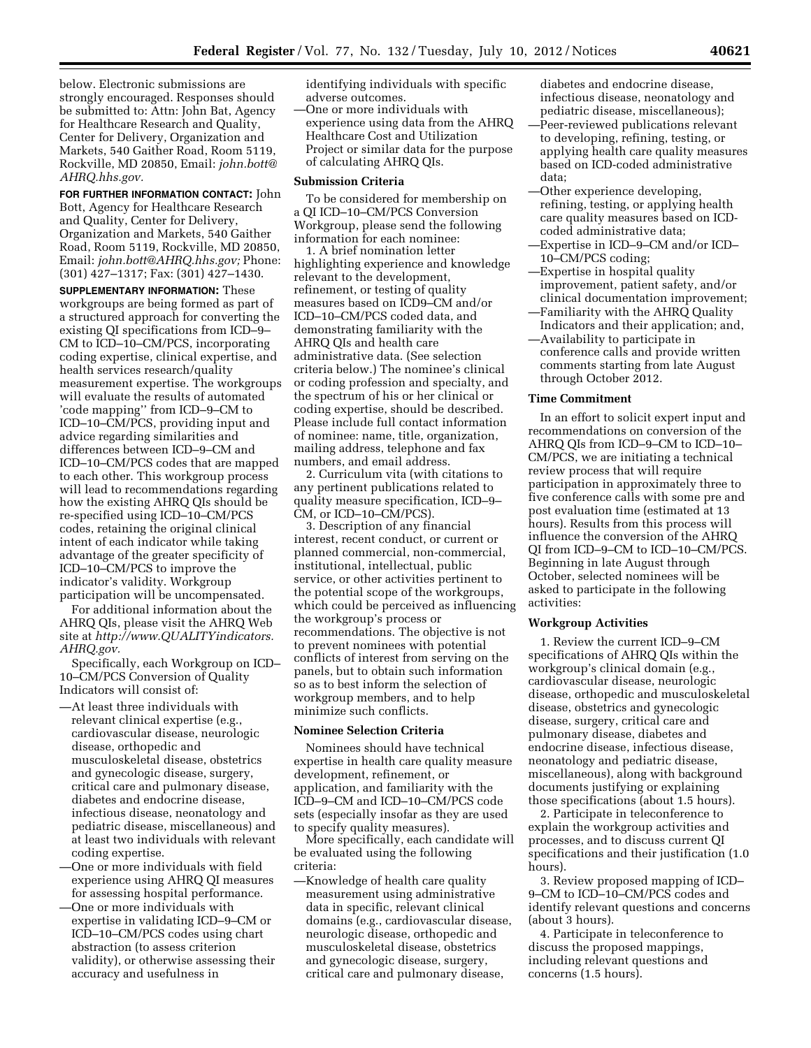below. Electronic submissions are strongly encouraged. Responses should be submitted to: Attn: John Bat, Agency for Healthcare Research and Quality, Center for Delivery, Organization and Markets, 540 Gaither Road, Room 5119, Rockville, MD 20850, Email: *john.bott@AHRQ.hhs.gov.*

**FOR FURTHER INFORMATION CONTACT:** John Bott, Agency for Healthcare Research and Quality, Center for Delivery, Organization and Markets, 540 Gaither Road, Room 5119, Rockville, MD 20850, Email: *john.bott@AHRQ.hhs.gov;* Phone: (301) 427–1317; Fax: (301) 427–1430.

**SUPPLEMENTARY INFORMATION:** These workgroups are being formed as part of a structured approach for converting the existing QI specifications from ICD–9–CM to ICD–10–CM/PCS, incorporating coding expertise, clinical expertise, and health services research/quality measurement expertise. The workgroups will evaluate the results of automated 'code mapping'' from ICD–9–CM to ICD–10–CM/PCS, providing input and advice regarding similarities and differences between ICD–9–CM and ICD–10–CM/PCS codes that are mapped to each other. This workgroup process will lead to recommendations regarding how the existing AHRQ QIs should be re-specified using ICD–10–CM/PCS codes, retaining the original clinical intent of each indicator while taking advantage of the greater specificity of ICD–10–CM/PCS to improve the indicator's validity. Workgroup participation will be uncompensated.

For additional information about the AHRQ QIs, please visit the AHRQ Web site at *http://www.QUALITYindicators.AHRQ.gov.*

Specifically, each Workgroup on ICD–10–CM/PCS Conversion of Quality Indicators will consist of:

—At least three individuals with relevant clinical expertise (e.g., cardiovascular disease, neurologic disease, orthopedic and musculoskeletal disease, obstetrics and gynecologic disease, surgery, critical care and pulmonary disease, diabetes and endocrine disease, infectious disease, neonatology and pediatric disease, miscellaneous) and at least two individuals with relevant coding expertise.

—One or more individuals with field experience using AHRQ QI measures for assessing hospital performance.

—One or more individuals with expertise in validating ICD–9–CM or ICD–10–CM/PCS codes using chart abstraction (to assess criterion validity), or otherwise assessing their accuracy and usefulness in identifying individuals with specific adverse outcomes.

—One or more individuals with experience using data from the AHRQ Healthcare Cost and Utilization Project or similar data for the purpose of calculating AHRQ QIs.

**Submission Criteria**

To be considered for membership on a QI ICD–10–CM/PCS Conversion Workgroup, please send the following information for each nominee:

1. A brief nomination letter highlighting experience and knowledge relevant to the development, refinement, or testing of quality measures based on ICD9–CM and/or ICD–10–CM/PCS coded data, and demonstrating familiarity with the AHRQ QIs and health care administrative data. (See selection criteria below.) The nominee's clinical or coding profession and specialty, and the spectrum of his or her clinical or coding expertise, should be described. Please include full contact information of nominee: name, title, organization, mailing address, telephone and fax numbers, and email address.

2. Curriculum vita (with citations to any pertinent publications related to quality measure specification, ICD–9–CM, or ICD–10–CM/PCS).

3. Description of any financial interest, recent conduct, or current or planned commercial, non-commercial, institutional, intellectual, public service, or other activities pertinent to the potential scope of the workgroups, which could be perceived as influencing the workgroup's process or recommendations. The objective is not to prevent nominees with potential conflicts of interest from serving on the panels, but to obtain such information so as to best inform the selection of workgroup members, and to help minimize such conflicts.

**Nominee Selection Criteria**

Nominees should have technical expertise in health care quality measure development, refinement, or application, and familiarity with the ICD–9–CM and ICD–10–CM/PCS code sets (especially insofar as they are used to specify quality measures).

More specifically, each candidate will be evaluated using the following criteria:

—Knowledge of health care quality measurement using administrative data in specific, relevant clinical domains (e.g., cardiovascular disease, neurologic disease, orthopedic and musculoskeletal disease, obstetrics and gynecologic disease, surgery, critical care and pulmonary disease, diabetes and endocrine disease, infectious disease, neonatology and pediatric disease, miscellaneous);

—Peer-reviewed publications relevant to developing, refining, testing, or applying health care quality measures based on ICD-coded administrative data;

—Other experience developing, refining, testing, or applying health care quality measures based on ICD-coded administrative data;

—Expertise in ICD–9–CM and/or ICD–10–CM/PCS coding;

—Expertise in hospital quality improvement, patient safety, and/or clinical documentation improvement;

—Familiarity with the AHRQ Quality Indicators and their application; and,

—Availability to participate in conference calls and provide written comments starting from late August through October 2012.

**Time Commitment**

In an effort to solicit expert input and recommendations on conversion of the AHRQ QIs from ICD–9–CM to ICD–10–CM/PCS, we are initiating a technical review process that will require participation in approximately three to five conference calls with some pre and post evaluation time (estimated at 13 hours). Results from this process will influence the conversion of the AHRQ QI from ICD–9–CM to ICD–10–CM/PCS. Beginning in late August through October, selected nominees will be asked to participate in the following activities:

**Workgroup Activities**

1. Review the current ICD–9–CM specifications of AHRQ QIs within the workgroup's clinical domain (e.g., cardiovascular disease, neurologic disease, orthopedic and musculoskeletal disease, obstetrics and gynecologic disease, surgery, critical care and pulmonary disease, diabetes and endocrine disease, infectious disease, neonatology and pediatric disease, miscellaneous), along with background documents justifying or explaining those specifications (about 1.5 hours).

2. Participate in teleconference to explain the workgroup activities and processes, and to discuss current QI specifications and their justification (1.0 hours).

3. Review proposed mapping of ICD–9–CM to ICD–10–CM/PCS codes and identify relevant questions and concerns (about 3 hours).

4. Participate in teleconference to discuss the proposed mappings, including relevant questions and concerns (1.5 hours).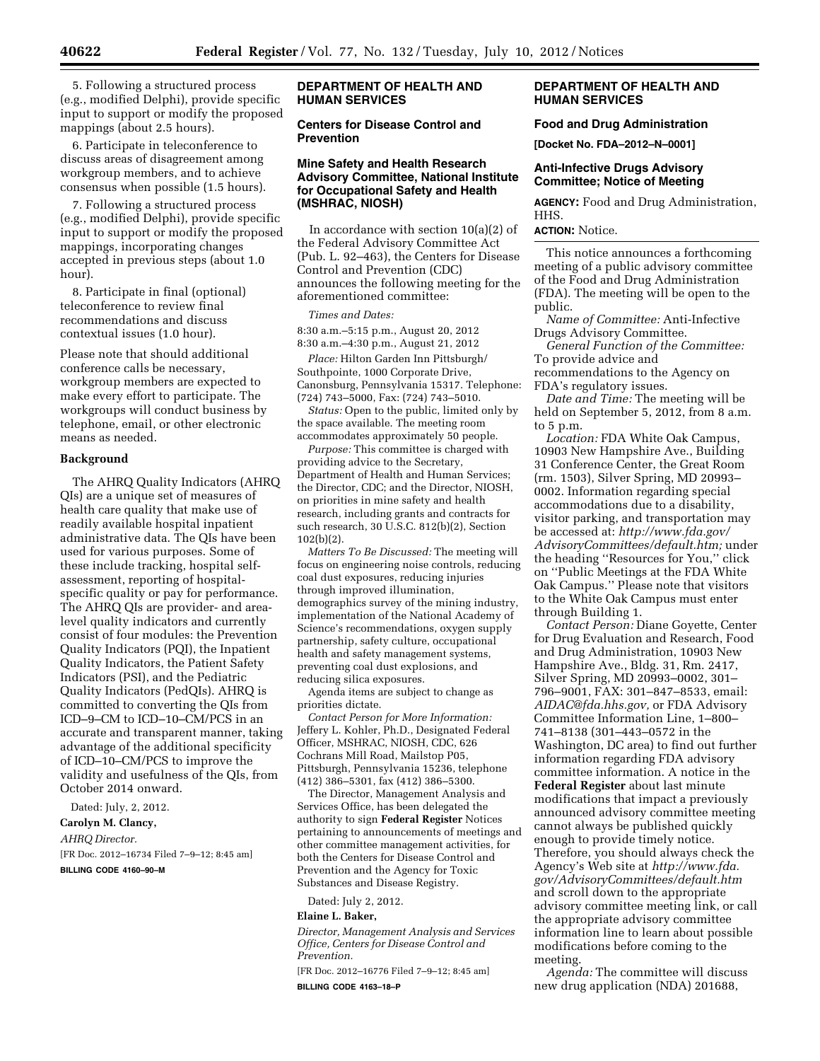5. Following a structured process (e.g., modified Delphi), provide specific input to support or modify the proposed mappings (about 2.5 hours).

6. Participate in teleconference to discuss areas of disagreement among workgroup members, and to achieve consensus when possible (1.5 hours).

7. Following a structured process (e.g., modified Delphi), provide specific input to support or modify the proposed mappings, incorporating changes accepted in previous steps (about 1.0 hour).

8. Participate in final (optional) teleconference to review final recommendations and discuss contextual issues (1.0 hour).

Please note that should additional conference calls be necessary, workgroup members are expected to make every effort to participate. The workgroups will conduct business by telephone, email, or other electronic means as needed.

### Background

The AHRQ Quality Indicators (AHRQ QIs) are a unique set of measures of health care quality that make use of readily available hospital inpatient administrative data. The QIs have been used for various purposes. Some of these include tracking, hospital self-assessment, reporting of hospital-specific quality or pay for performance. The AHRQ QIs are provider- and area-level quality indicators and currently consist of four modules: the Prevention Quality Indicators (PQI), the Inpatient Quality Indicators, the Patient Safety Indicators (PSI), and the Pediatric Quality Indicators (PedQIs). AHRQ is committed to converting the QIs from ICD–9–CM to ICD–10–CM/PCS in an accurate and transparent manner, taking advantage of the additional specificity of ICD–10–CM/PCS to improve the validity and usefulness of the QIs, from October 2014 onward.

Dated: July, 2, 2012.

**Carolyn M. Clancy,**

*AHRQ Director.*

[FR Doc. 2012–16734 Filed 7–9–12; 8:45 am]

**BILLING CODE 4160–90–M**

## DEPARTMENT OF HEALTH AND HUMAN SERVICES

### Centers for Disease Control and Prevention

### Mine Safety and Health Research Advisory Committee, National Institute for Occupational Safety and Health (MSHRAC, NIOSH)

In accordance with section 10(a)(2) of the Federal Advisory Committee Act (Pub. L. 92–463), the Centers for Disease Control and Prevention (CDC) announces the following meeting for the aforementioned committee:

*Times and Dates:*

8:30 a.m.–5:15 p.m., August 20, 2012
8:30 a.m.–4:30 p.m., August 21, 2012

*Place:* Hilton Garden Inn Pittsburgh/Southpointe, 1000 Corporate Drive, Canonsburg, Pennsylvania 15317. Telephone: (724) 743–5000, Fax: (724) 743–5010.

*Status:* Open to the public, limited only by the space available. The meeting room accommodates approximately 50 people.

*Purpose:* This committee is charged with providing advice to the Secretary, Department of Health and Human Services; the Director, CDC; and the Director, NIOSH, on priorities in mine safety and health research, including grants and contracts for such research, 30 U.S.C. 812(b)(2), Section 102(b)(2).

*Matters To Be Discussed:* The meeting will focus on engineering noise controls, reducing coal dust exposures, reducing injuries through improved illumination, demographics survey of the mining industry, implementation of the National Academy of Science's recommendations, oxygen supply partnership, safety culture, occupational health and safety management systems, preventing coal dust explosions, and reducing silica exposures.

Agenda items are subject to change as priorities dictate.

*Contact Person for More Information:* Jeffery L. Kohler, Ph.D., Designated Federal Officer, MSHRAC, NIOSH, CDC, 626 Cochrans Mill Road, Mailstop P05, Pittsburgh, Pennsylvania 15236, telephone (412) 386–5301, fax (412) 386–5300.

The Director, Management Analysis and Services Office, has been delegated the authority to sign **Federal Register** Notices pertaining to announcements of meetings and other committee management activities, for both the Centers for Disease Control and Prevention and the Agency for Toxic Substances and Disease Registry.

Dated: July 2, 2012.

**Elaine L. Baker,**

*Director, Management Analysis and Services Office, Centers for Disease Control and Prevention.*

[FR Doc. 2012–16776 Filed 7–9–12; 8:45 am]

**BILLING CODE 4163–18–P**

## DEPARTMENT OF HEALTH AND HUMAN SERVICES

### Food and Drug Administration

**[Docket No. FDA–2012–N–0001]**

### Anti-Infective Drugs Advisory Committee; Notice of Meeting

**AGENCY:** Food and Drug Administration, HHS.

**ACTION:** Notice.

This notice announces a forthcoming meeting of a public advisory committee of the Food and Drug Administration (FDA). The meeting will be open to the public.

*Name of Committee:* Anti-Infective Drugs Advisory Committee.

*General Function of the Committee:* To provide advice and recommendations to the Agency on FDA's regulatory issues.

*Date and Time:* The meeting will be held on September 5, 2012, from 8 a.m. to 5 p.m.

*Location:* FDA White Oak Campus, 10903 New Hampshire Ave., Building 31 Conference Center, the Great Room (rm. 1503), Silver Spring, MD 20993–0002. Information regarding special accommodations due to a disability, visitor parking, and transportation may be accessed at: *http://www.fda.gov/AdvisoryCommittees/default.htm;* under the heading "Resources for You," click on "Public Meetings at the FDA White Oak Campus." Please note that visitors to the White Oak Campus must enter through Building 1.

*Contact Person:* Diane Goyette, Center for Drug Evaluation and Research, Food and Drug Administration, 10903 New Hampshire Ave., Bldg. 31, Rm. 2417, Silver Spring, MD 20993–0002, 301–796–9001, FAX: 301–847–8533, email: *AIDAC@fda.hhs.gov,* or FDA Advisory Committee Information Line, 1–800–741–8138 (301–443–0572 in the Washington, DC area) to find out further information regarding FDA advisory committee information. A notice in the **Federal Register** about last minute modifications that impact a previously announced advisory committee meeting cannot always be published quickly enough to provide timely notice. Therefore, you should always check the Agency's Web site at *http://www.fda.gov/AdvisoryCommittees/default.htm* and scroll down to the appropriate advisory committee meeting link, or call the appropriate advisory committee information line to learn about possible modifications before coming to the meeting.

*Agenda:* The committee will discuss new drug application (NDA) 201688,